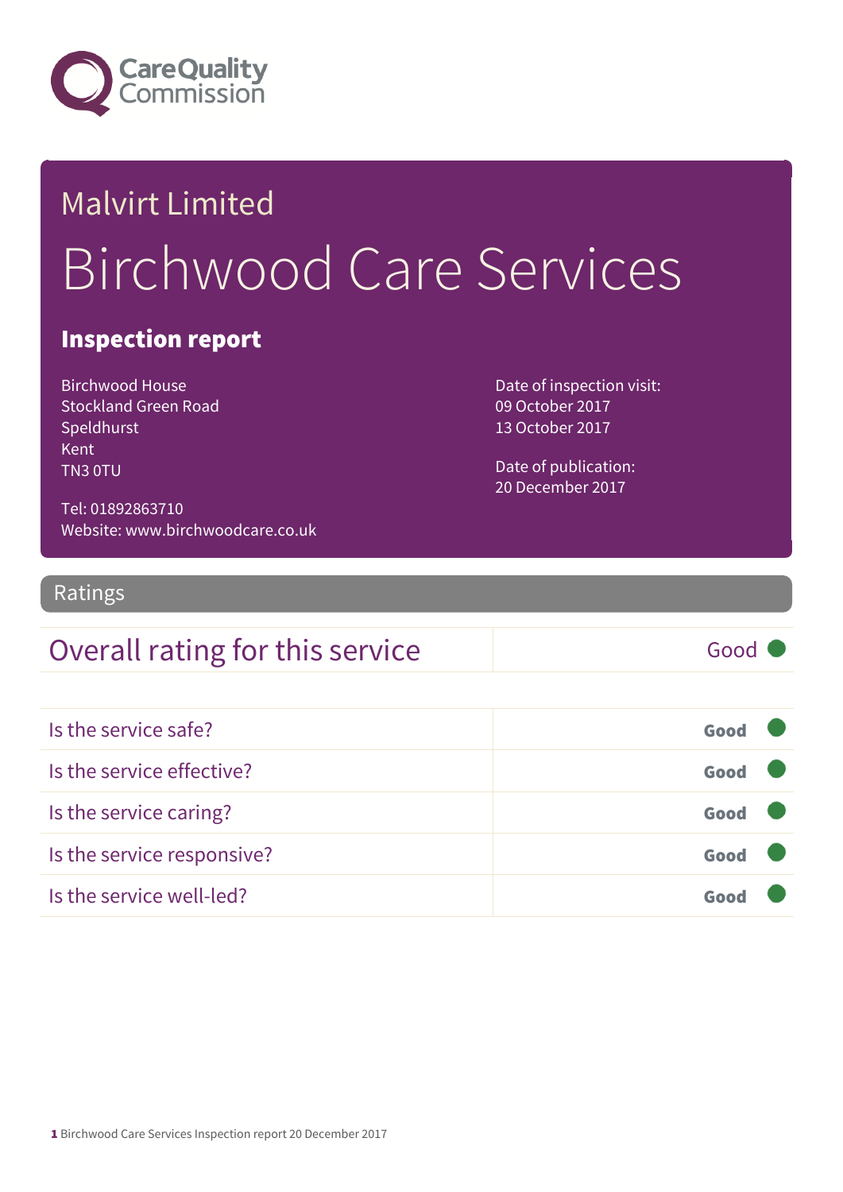Care Quality Commission

# Malvirt Limited

# Birchwood Care Services

## Inspection report

Birchwood House
Stockland Green Road
Speldhurst
Kent
TN3 0TU

Tel: 01892863710
Website: www.birchwoodcare.co.uk

Date of inspection visit:
09 October 2017
13 October 2017

Date of publication:
20 December 2017

## Ratings

| Overall rating for this service | Good |
|---|---|

| | |
|---|---|
| Is the service safe? | Good |
| Is the service effective? | Good |
| Is the service caring? | Good |
| Is the service responsive? | Good |
| Is the service well-led? | Good |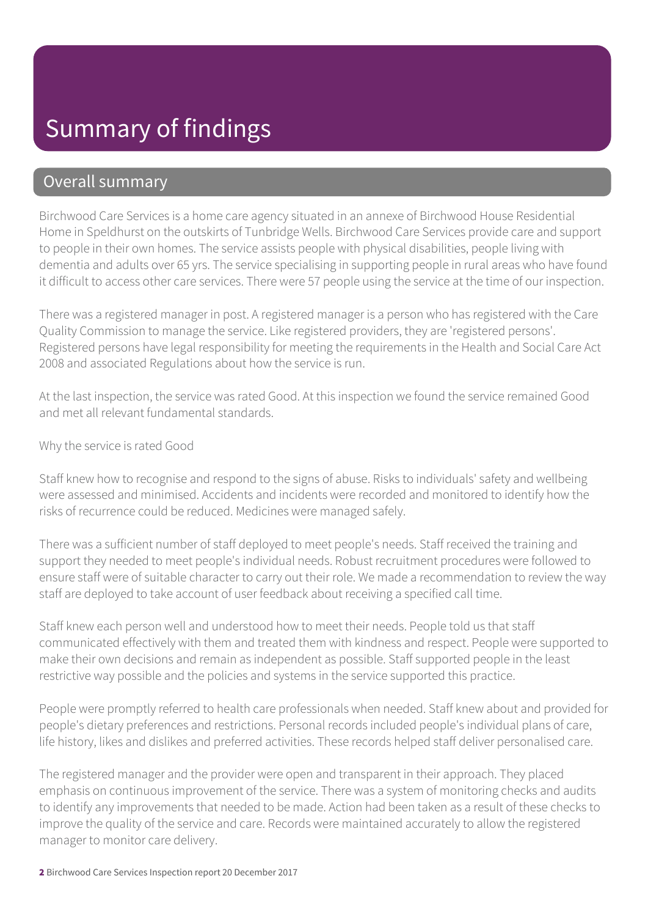# Summary of findings

## Overall summary

Birchwood Care Services is a home care agency situated in an annexe of Birchwood House Residential Home in Speldhurst on the outskirts of Tunbridge Wells. Birchwood Care Services provide care and support to people in their own homes. The service assists people with physical disabilities, people living with dementia and adults over 65 yrs. The service specialising in supporting people in rural areas who have found it difficult to access other care services. There were 57 people using the service at the time of our inspection.

There was a registered manager in post. A registered manager is a person who has registered with the Care Quality Commission to manage the service. Like registered providers, they are 'registered persons'. Registered persons have legal responsibility for meeting the requirements in the Health and Social Care Act 2008 and associated Regulations about how the service is run.

At the last inspection, the service was rated Good. At this inspection we found the service remained Good and met all relevant fundamental standards.

Why the service is rated Good

Staff knew how to recognise and respond to the signs of abuse. Risks to individuals' safety and wellbeing were assessed and minimised. Accidents and incidents were recorded and monitored to identify how the risks of recurrence could be reduced. Medicines were managed safely.

There was a sufficient number of staff deployed to meet people's needs. Staff received the training and support they needed to meet people's individual needs. Robust recruitment procedures were followed to ensure staff were of suitable character to carry out their role. We made a recommendation to review the way staff are deployed to take account of user feedback about receiving a specified call time.

Staff knew each person well and understood how to meet their needs. People told us that staff communicated effectively with them and treated them with kindness and respect. People were supported to make their own decisions and remain as independent as possible. Staff supported people in the least restrictive way possible and the policies and systems in the service supported this practice.

People were promptly referred to health care professionals when needed. Staff knew about and provided for people's dietary preferences and restrictions. Personal records included people's individual plans of care, life history, likes and dislikes and preferred activities. These records helped staff deliver personalised care.

The registered manager and the provider were open and transparent in their approach. They placed emphasis on continuous improvement of the service. There was a system of monitoring checks and audits to identify any improvements that needed to be made. Action had been taken as a result of these checks to improve the quality of the service and care. Records were maintained accurately to allow the registered manager to monitor care delivery.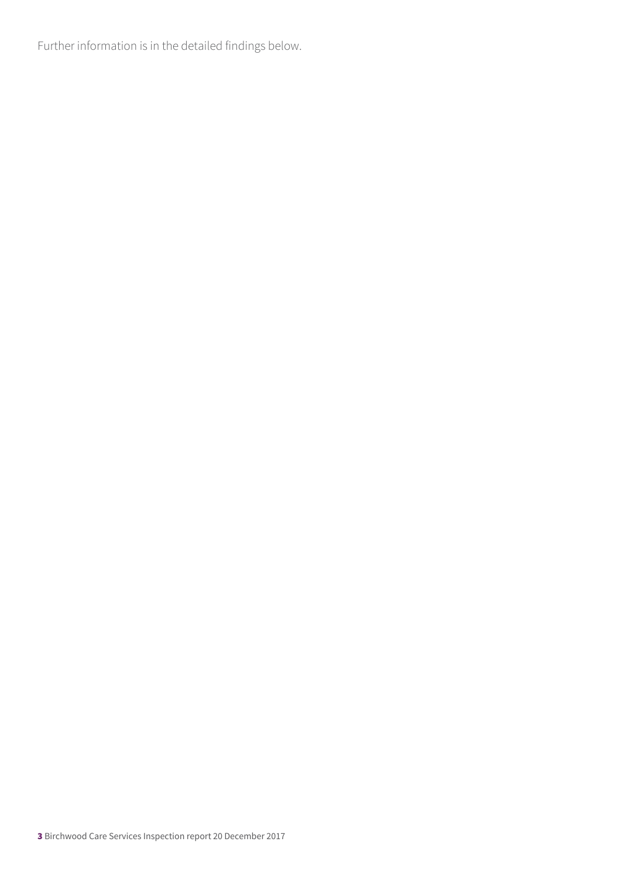Further information is in the detailed findings below.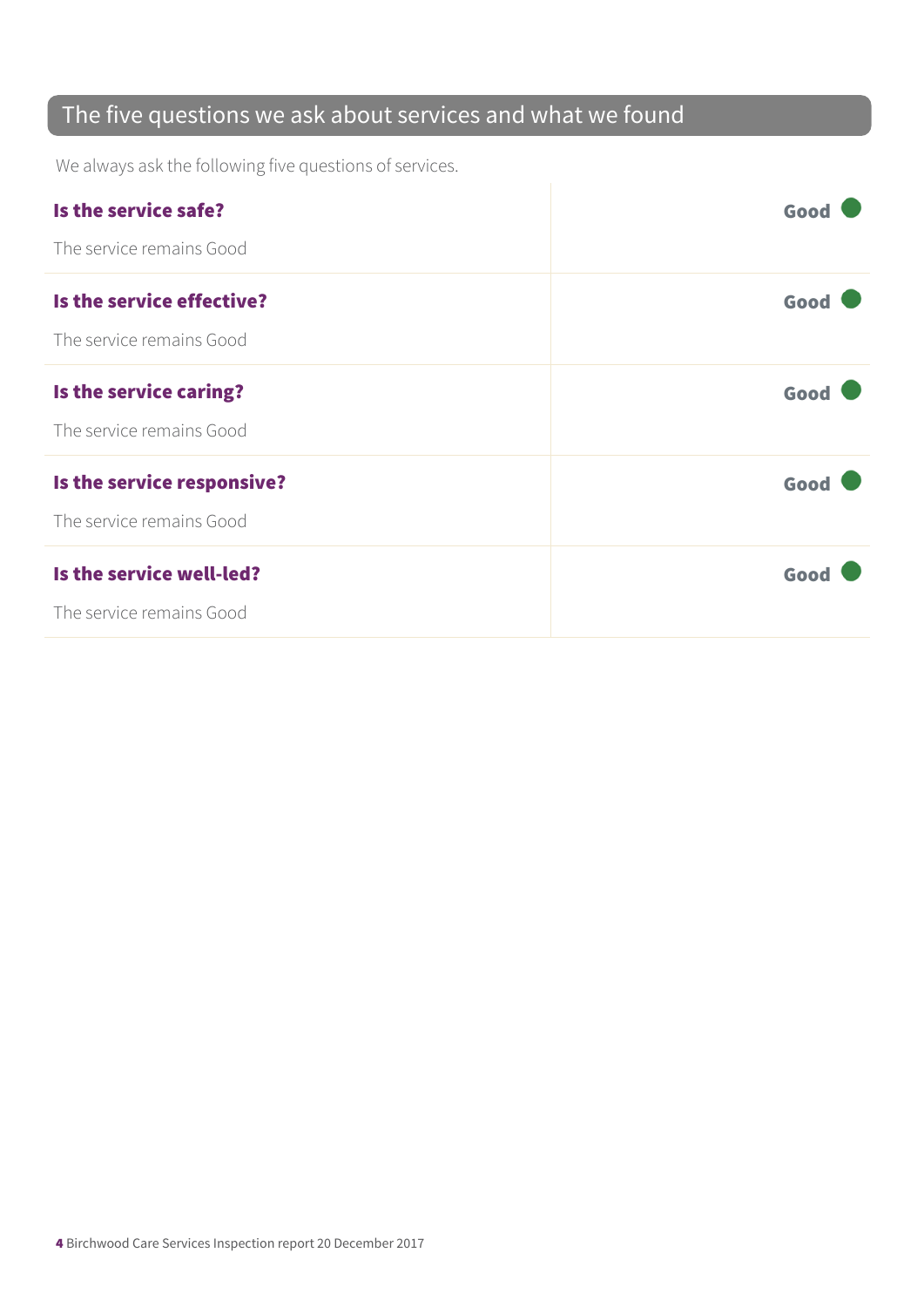## The five questions we ask about services and what we found

We always ask the following five questions of services.

| | |
|---|---|
| **Is the service safe?**<br><br>The service remains Good | **Good** |
| **Is the service effective?**<br><br>The service remains Good | **Good** |
| **Is the service caring?**<br><br>The service remains Good | **Good** |
| **Is the service responsive?**<br><br>The service remains Good | **Good** |
| **Is the service well-led?**<br><br>The service remains Good | **Good** |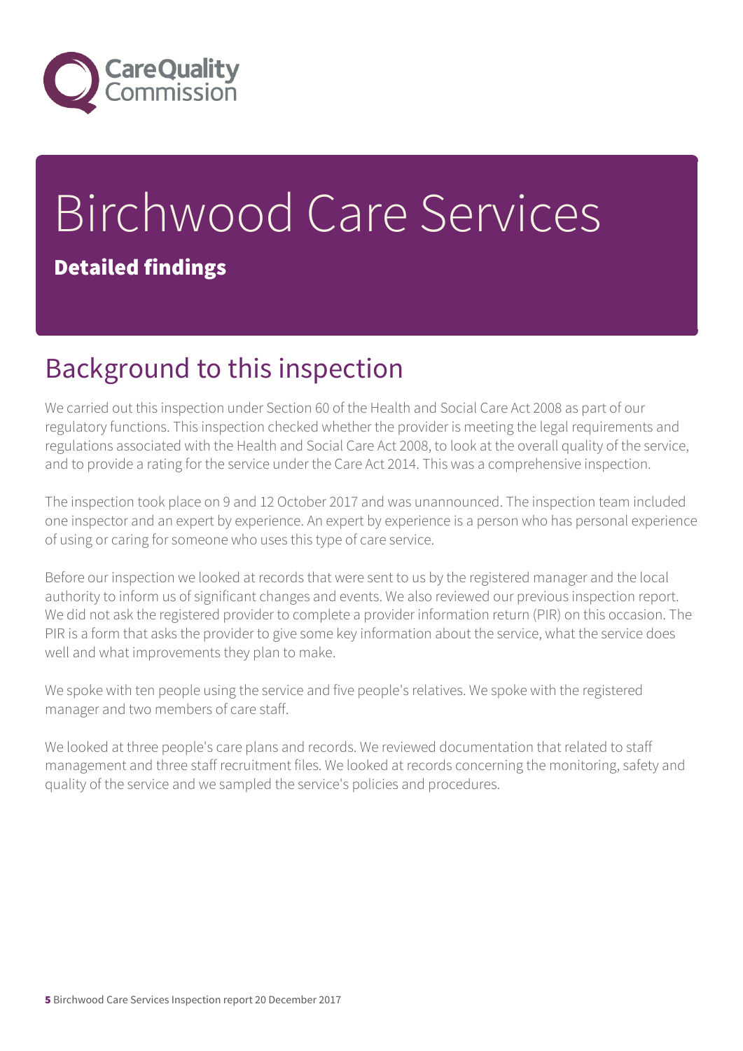# Birchwood Care Services

**Detailed findings**

## Background to this inspection

We carried out this inspection under Section 60 of the Health and Social Care Act 2008 as part of our regulatory functions. This inspection checked whether the provider is meeting the legal requirements and regulations associated with the Health and Social Care Act 2008, to look at the overall quality of the service, and to provide a rating for the service under the Care Act 2014. This was a comprehensive inspection.

The inspection took place on 9 and 12 October 2017 and was unannounced. The inspection team included one inspector and an expert by experience. An expert by experience is a person who has personal experience of using or caring for someone who uses this type of care service.

Before our inspection we looked at records that were sent to us by the registered manager and the local authority to inform us of significant changes and events. We also reviewed our previous inspection report. We did not ask the registered provider to complete a provider information return (PIR) on this occasion. The PIR is a form that asks the provider to give some key information about the service, what the service does well and what improvements they plan to make.

We spoke with ten people using the service and five people's relatives. We spoke with the registered manager and two members of care staff.

We looked at three people's care plans and records. We reviewed documentation that related to staff management and three staff recruitment files. We looked at records concerning the monitoring, safety and quality of the service and we sampled the service's policies and procedures.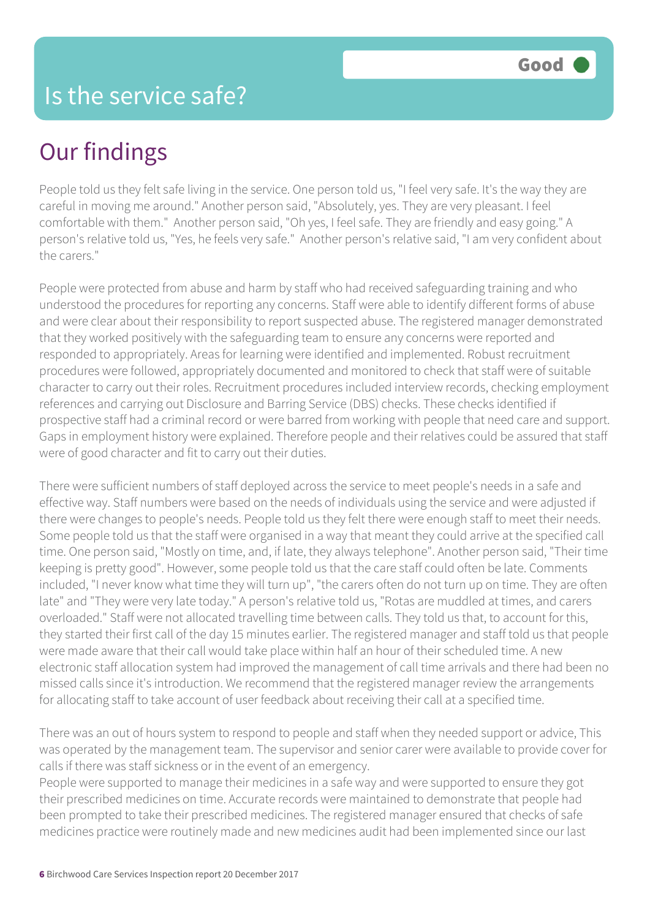# Is the service safe?

**Good**

## Our findings

People told us they felt safe living in the service. One person told us, "I feel very safe. It's the way they are careful in moving me around." Another person said, "Absolutely, yes. They are very pleasant. I feel comfortable with them." Another person said, "Oh yes, I feel safe. They are friendly and easy going." A person's relative told us, "Yes, he feels very safe." Another person's relative said, "I am very confident about the carers."

People were protected from abuse and harm by staff who had received safeguarding training and who understood the procedures for reporting any concerns. Staff were able to identify different forms of abuse and were clear about their responsibility to report suspected abuse. The registered manager demonstrated that they worked positively with the safeguarding team to ensure any concerns were reported and responded to appropriately. Areas for learning were identified and implemented. Robust recruitment procedures were followed, appropriately documented and monitored to check that staff were of suitable character to carry out their roles. Recruitment procedures included interview records, checking employment references and carrying out Disclosure and Barring Service (DBS) checks. These checks identified if prospective staff had a criminal record or were barred from working with people that need care and support. Gaps in employment history were explained. Therefore people and their relatives could be assured that staff were of good character and fit to carry out their duties.

There were sufficient numbers of staff deployed across the service to meet people's needs in a safe and effective way. Staff numbers were based on the needs of individuals using the service and were adjusted if there were changes to people's needs. People told us they felt there were enough staff to meet their needs. Some people told us that the staff were organised in a way that meant they could arrive at the specified call time. One person said, "Mostly on time, and, if late, they always telephone". Another person said, "Their time keeping is pretty good". However, some people told us that the care staff could often be late. Comments included, "I never know what time they will turn up", "the carers often do not turn up on time. They are often late" and "They were very late today." A person's relative told us, "Rotas are muddled at times, and carers overloaded." Staff were not allocated travelling time between calls. They told us that, to account for this, they started their first call of the day 15 minutes earlier. The registered manager and staff told us that people were made aware that their call would take place within half an hour of their scheduled time. A new electronic staff allocation system had improved the management of call time arrivals and there had been no missed calls since it's introduction. We recommend that the registered manager review the arrangements for allocating staff to take account of user feedback about receiving their call at a specified time.

There was an out of hours system to respond to people and staff when they needed support or advice, This was operated by the management team. The supervisor and senior carer were available to provide cover for calls if there was staff sickness or in the event of an emergency.

People were supported to manage their medicines in a safe way and were supported to ensure they got their prescribed medicines on time. Accurate records were maintained to demonstrate that people had been prompted to take their prescribed medicines. The registered manager ensured that checks of safe medicines practice were routinely made and new medicines audit had been implemented since our last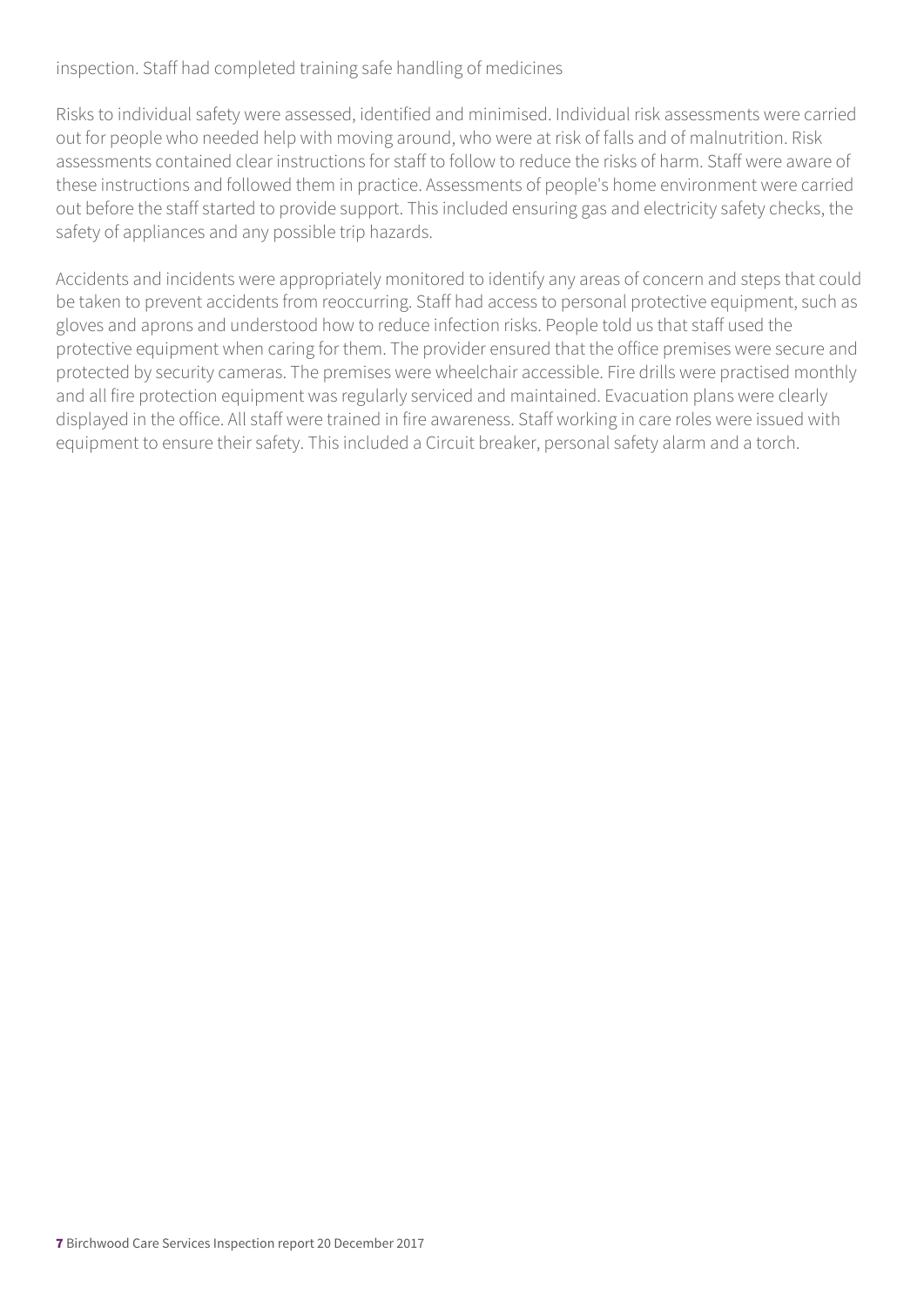inspection. Staff had completed training safe handling of medicines

Risks to individual safety were assessed, identified and minimised. Individual risk assessments were carried out for people who needed help with moving around, who were at risk of falls and of malnutrition. Risk assessments contained clear instructions for staff to follow to reduce the risks of harm. Staff were aware of these instructions and followed them in practice. Assessments of people's home environment were carried out before the staff started to provide support. This included ensuring gas and electricity safety checks, the safety of appliances and any possible trip hazards.

Accidents and incidents were appropriately monitored to identify any areas of concern and steps that could be taken to prevent accidents from reoccurring. Staff had access to personal protective equipment, such as gloves and aprons and understood how to reduce infection risks. People told us that staff used the protective equipment when caring for them. The provider ensured that the office premises were secure and protected by security cameras. The premises were wheelchair accessible. Fire drills were practised monthly and all fire protection equipment was regularly serviced and maintained. Evacuation plans were clearly displayed in the office. All staff were trained in fire awareness. Staff working in care roles were issued with equipment to ensure their safety. This included a Circuit breaker, personal safety alarm and a torch.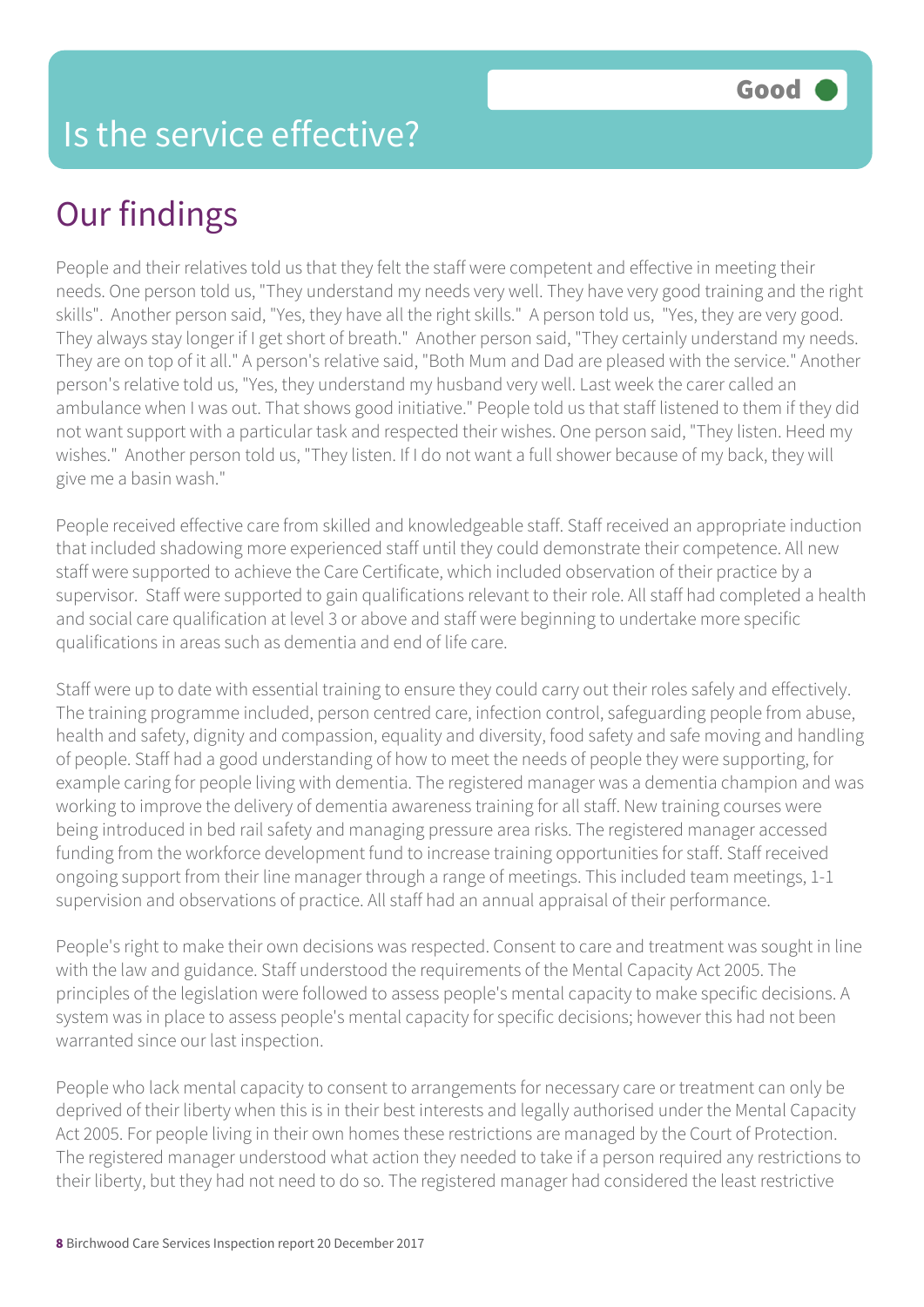# Is the service effective?

Good

## Our findings

People and their relatives told us that they felt the staff were competent and effective in meeting their needs. One person told us, "They understand my needs very well. They have very good training and the right skills". Another person said, "Yes, they have all the right skills." A person told us, "Yes, they are very good. They always stay longer if I get short of breath." Another person said, "They certainly understand my needs. They are on top of it all." A person's relative said, "Both Mum and Dad are pleased with the service." Another person's relative told us, "Yes, they understand my husband very well. Last week the carer called an ambulance when I was out. That shows good initiative." People told us that staff listened to them if they did not want support with a particular task and respected their wishes. One person said, "They listen. Heed my wishes." Another person told us, "They listen. If I do not want a full shower because of my back, they will give me a basin wash."

People received effective care from skilled and knowledgeable staff. Staff received an appropriate induction that included shadowing more experienced staff until they could demonstrate their competence. All new staff were supported to achieve the Care Certificate, which included observation of their practice by a supervisor. Staff were supported to gain qualifications relevant to their role. All staff had completed a health and social care qualification at level 3 or above and staff were beginning to undertake more specific qualifications in areas such as dementia and end of life care.

Staff were up to date with essential training to ensure they could carry out their roles safely and effectively. The training programme included, person centred care, infection control, safeguarding people from abuse, health and safety, dignity and compassion, equality and diversity, food safety and safe moving and handling of people. Staff had a good understanding of how to meet the needs of people they were supporting, for example caring for people living with dementia. The registered manager was a dementia champion and was working to improve the delivery of dementia awareness training for all staff. New training courses were being introduced in bed rail safety and managing pressure area risks. The registered manager accessed funding from the workforce development fund to increase training opportunities for staff. Staff received ongoing support from their line manager through a range of meetings. This included team meetings, 1-1 supervision and observations of practice. All staff had an annual appraisal of their performance.

People's right to make their own decisions was respected. Consent to care and treatment was sought in line with the law and guidance. Staff understood the requirements of the Mental Capacity Act 2005. The principles of the legislation were followed to assess people's mental capacity to make specific decisions. A system was in place to assess people's mental capacity for specific decisions; however this had not been warranted since our last inspection.

People who lack mental capacity to consent to arrangements for necessary care or treatment can only be deprived of their liberty when this is in their best interests and legally authorised under the Mental Capacity Act 2005. For people living in their own homes these restrictions are managed by the Court of Protection. The registered manager understood what action they needed to take if a person required any restrictions to their liberty, but they had not need to do so. The registered manager had considered the least restrictive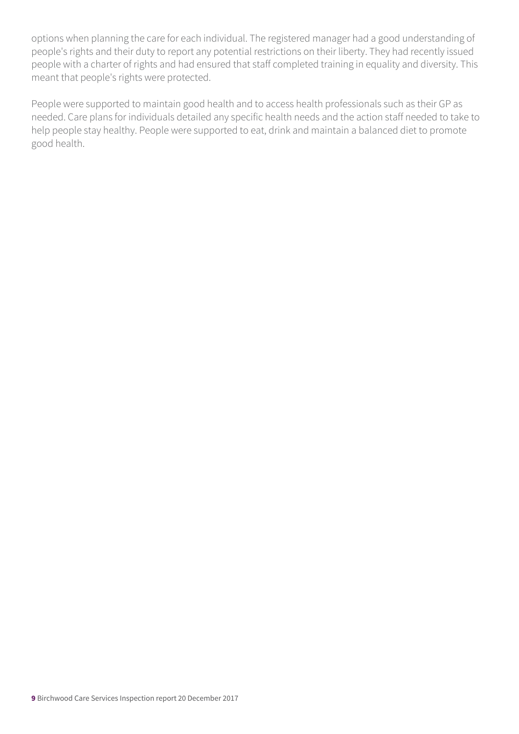options when planning the care for each individual. The registered manager had a good understanding of people's rights and their duty to report any potential restrictions on their liberty. They had recently issued people with a charter of rights and had ensured that staff completed training in equality and diversity. This meant that people's rights were protected.

People were supported to maintain good health and to access health professionals such as their GP as needed. Care plans for individuals detailed any specific health needs and the action staff needed to take to help people stay healthy. People were supported to eat, drink and maintain a balanced diet to promote good health.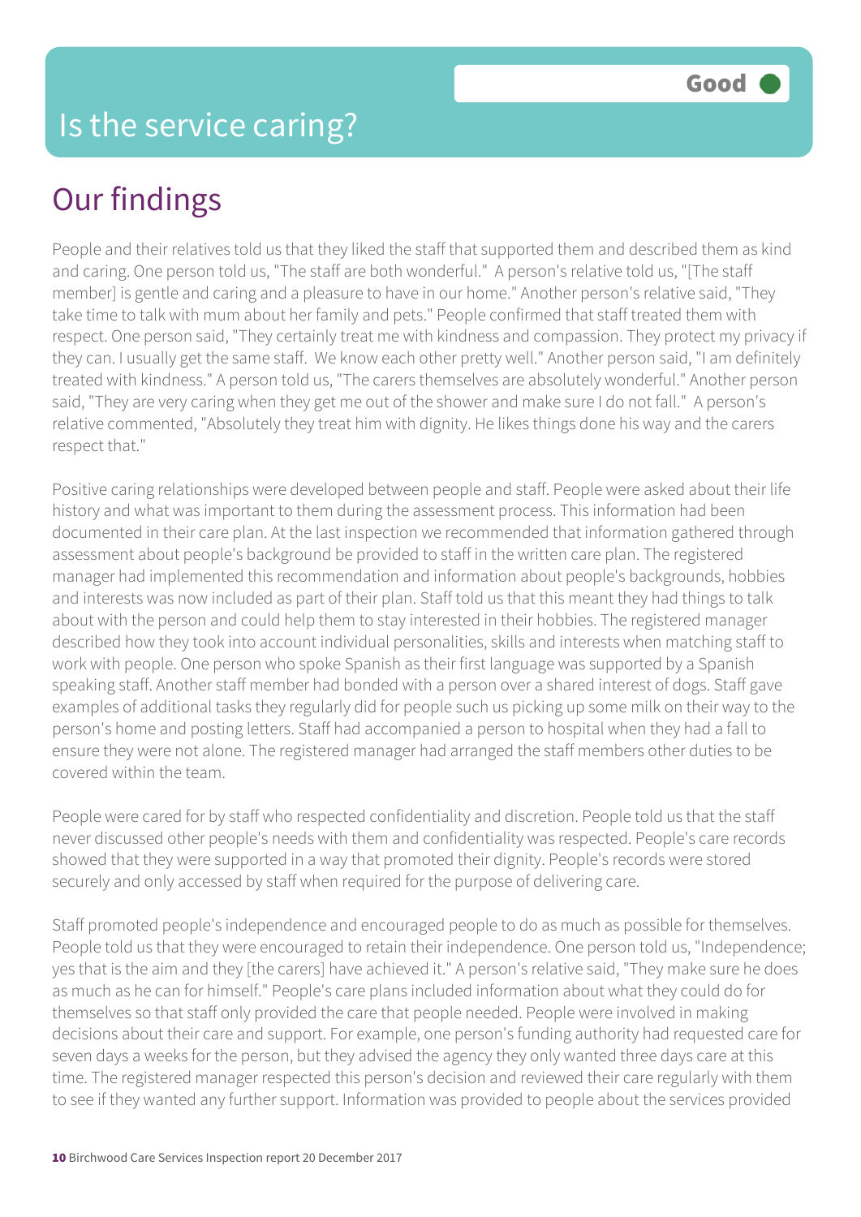# Is the service caring?

Good

## Our findings

People and their relatives told us that they liked the staff that supported them and described them as kind and caring. One person told us, "The staff are both wonderful." A person's relative told us, "[The staff member] is gentle and caring and a pleasure to have in our home." Another person's relative said, "They take time to talk with mum about her family and pets." People confirmed that staff treated them with respect. One person said, "They certainly treat me with kindness and compassion. They protect my privacy if they can. I usually get the same staff. We know each other pretty well." Another person said, "I am definitely treated with kindness." A person told us, "The carers themselves are absolutely wonderful." Another person said, "They are very caring when they get me out of the shower and make sure I do not fall." A person's relative commented, "Absolutely they treat him with dignity. He likes things done his way and the carers respect that."

Positive caring relationships were developed between people and staff. People were asked about their life history and what was important to them during the assessment process. This information had been documented in their care plan. At the last inspection we recommended that information gathered through assessment about people's background be provided to staff in the written care plan. The registered manager had implemented this recommendation and information about people's backgrounds, hobbies and interests was now included as part of their plan. Staff told us that this meant they had things to talk about with the person and could help them to stay interested in their hobbies. The registered manager described how they took into account individual personalities, skills and interests when matching staff to work with people. One person who spoke Spanish as their first language was supported by a Spanish speaking staff. Another staff member had bonded with a person over a shared interest of dogs. Staff gave examples of additional tasks they regularly did for people such us picking up some milk on their way to the person's home and posting letters. Staff had accompanied a person to hospital when they had a fall to ensure they were not alone. The registered manager had arranged the staff members other duties to be covered within the team.

People were cared for by staff who respected confidentiality and discretion. People told us that the staff never discussed other people's needs with them and confidentiality was respected. People's care records showed that they were supported in a way that promoted their dignity. People's records were stored securely and only accessed by staff when required for the purpose of delivering care.

Staff promoted people's independence and encouraged people to do as much as possible for themselves. People told us that they were encouraged to retain their independence. One person told us, "Independence; yes that is the aim and they [the carers] have achieved it." A person's relative said, "They make sure he does as much as he can for himself." People's care plans included information about what they could do for themselves so that staff only provided the care that people needed. People were involved in making decisions about their care and support. For example, one person's funding authority had requested care for seven days a weeks for the person, but they advised the agency they only wanted three days care at this time. The registered manager respected this person's decision and reviewed their care regularly with them to see if they wanted any further support. Information was provided to people about the services provided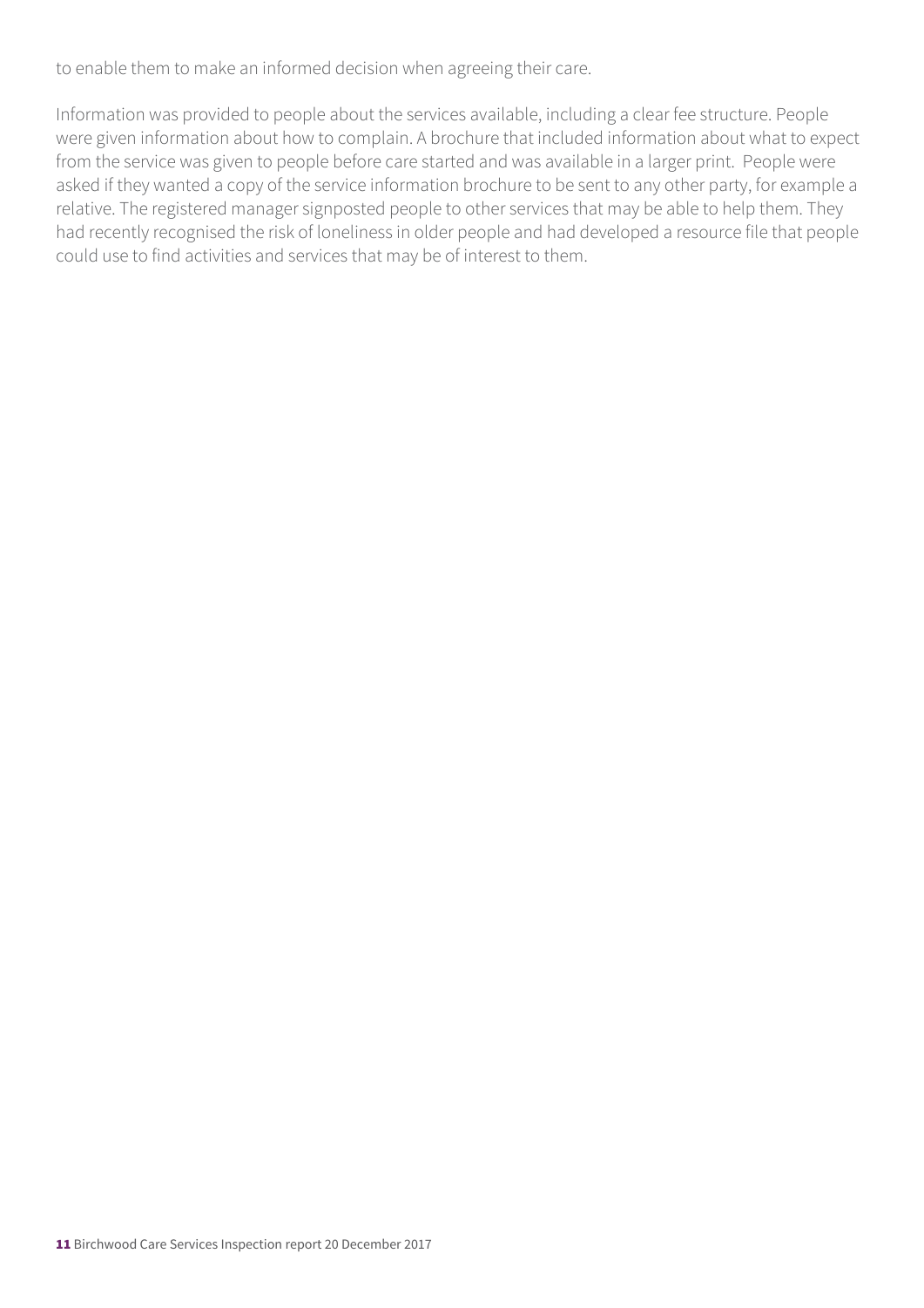to enable them to make an informed decision when agreeing their care.

Information was provided to people about the services available, including a clear fee structure. People were given information about how to complain. A brochure that included information about what to expect from the service was given to people before care started and was available in a larger print. People were asked if they wanted a copy of the service information brochure to be sent to any other party, for example a relative. The registered manager signposted people to other services that may be able to help them. They had recently recognised the risk of loneliness in older people and had developed a resource file that people could use to find activities and services that may be of interest to them.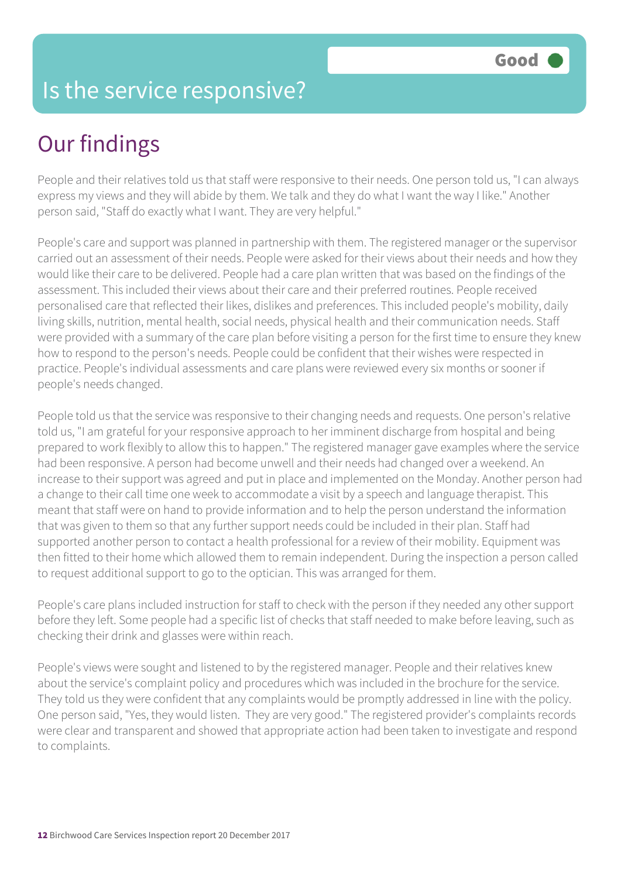# Is the service responsive?

Good

## Our findings

People and their relatives told us that staff were responsive to their needs. One person told us, "I can always express my views and they will abide by them. We talk and they do what I want the way I like." Another person said, "Staff do exactly what I want. They are very helpful."

People's care and support was planned in partnership with them. The registered manager or the supervisor carried out an assessment of their needs. People were asked for their views about their needs and how they would like their care to be delivered. People had a care plan written that was based on the findings of the assessment. This included their views about their care and their preferred routines. People received personalised care that reflected their likes, dislikes and preferences. This included people's mobility, daily living skills, nutrition, mental health, social needs, physical health and their communication needs. Staff were provided with a summary of the care plan before visiting a person for the first time to ensure they knew how to respond to the person's needs. People could be confident that their wishes were respected in practice. People's individual assessments and care plans were reviewed every six months or sooner if people's needs changed.

People told us that the service was responsive to their changing needs and requests. One person's relative told us, "I am grateful for your responsive approach to her imminent discharge from hospital and being prepared to work flexibly to allow this to happen." The registered manager gave examples where the service had been responsive. A person had become unwell and their needs had changed over a weekend. An increase to their support was agreed and put in place and implemented on the Monday. Another person had a change to their call time one week to accommodate a visit by a speech and language therapist. This meant that staff were on hand to provide information and to help the person understand the information that was given to them so that any further support needs could be included in their plan. Staff had supported another person to contact a health professional for a review of their mobility. Equipment was then fitted to their home which allowed them to remain independent. During the inspection a person called to request additional support to go to the optician. This was arranged for them.

People's care plans included instruction for staff to check with the person if they needed any other support before they left. Some people had a specific list of checks that staff needed to make before leaving, such as checking their drink and glasses were within reach.

People's views were sought and listened to by the registered manager. People and their relatives knew about the service's complaint policy and procedures which was included in the brochure for the service. They told us they were confident that any complaints would be promptly addressed in line with the policy. One person said, "Yes, they would listen. They are very good." The registered provider's complaints records were clear and transparent and showed that appropriate action had been taken to investigate and respond to complaints.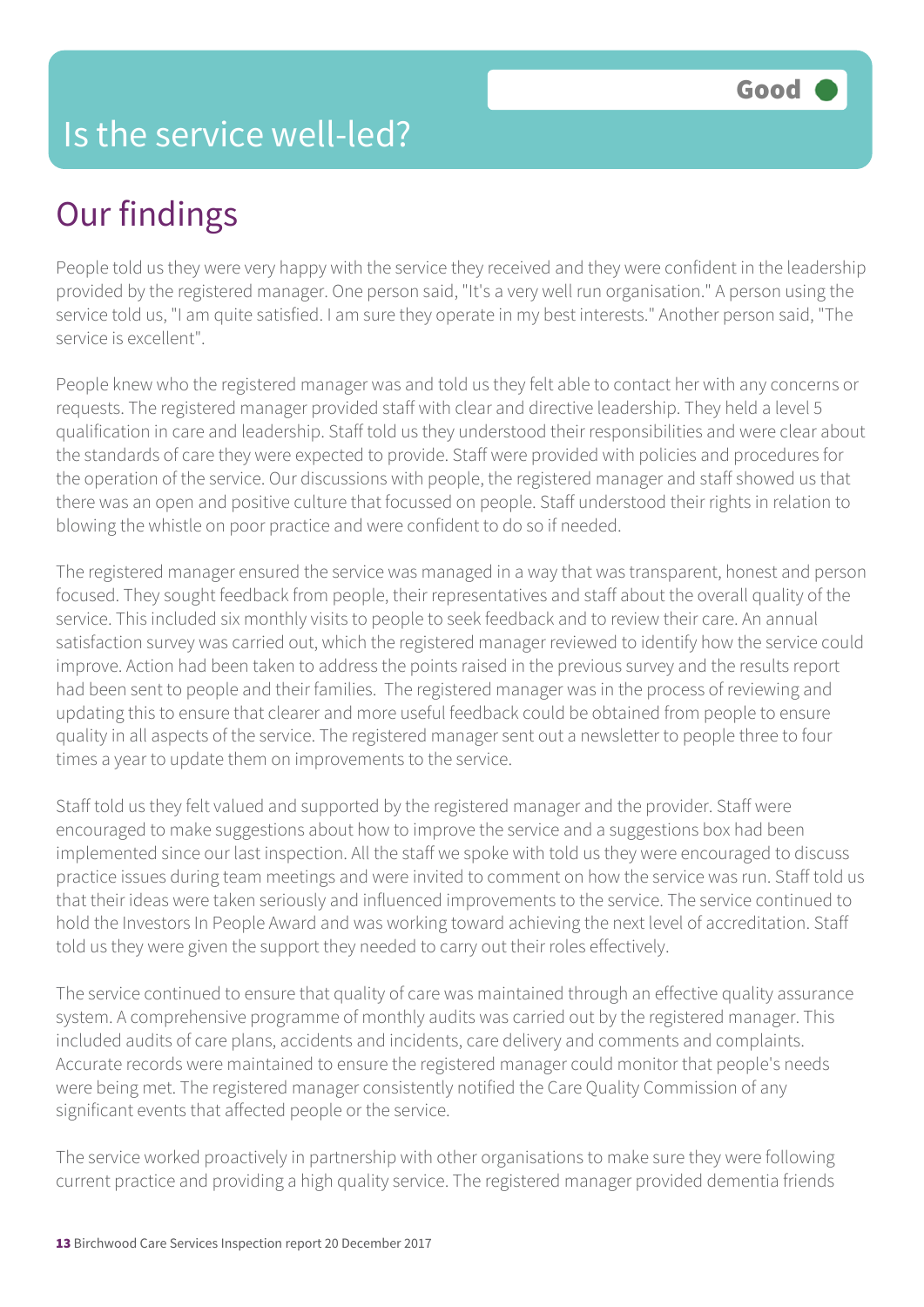# Is the service well-led?

**Good**

## Our findings

People told us they were very happy with the service they received and they were confident in the leadership provided by the registered manager. One person said, "It's a very well run organisation." A person using the service told us, "I am quite satisfied. I am sure they operate in my best interests." Another person said, "The service is excellent".

People knew who the registered manager was and told us they felt able to contact her with any concerns or requests. The registered manager provided staff with clear and directive leadership. They held a level 5 qualification in care and leadership. Staff told us they understood their responsibilities and were clear about the standards of care they were expected to provide. Staff were provided with policies and procedures for the operation of the service. Our discussions with people, the registered manager and staff showed us that there was an open and positive culture that focussed on people. Staff understood their rights in relation to blowing the whistle on poor practice and were confident to do so if needed.

The registered manager ensured the service was managed in a way that was transparent, honest and person focused. They sought feedback from people, their representatives and staff about the overall quality of the service. This included six monthly visits to people to seek feedback and to review their care. An annual satisfaction survey was carried out, which the registered manager reviewed to identify how the service could improve. Action had been taken to address the points raised in the previous survey and the results report had been sent to people and their families. The registered manager was in the process of reviewing and updating this to ensure that clearer and more useful feedback could be obtained from people to ensure quality in all aspects of the service. The registered manager sent out a newsletter to people three to four times a year to update them on improvements to the service.

Staff told us they felt valued and supported by the registered manager and the provider. Staff were encouraged to make suggestions about how to improve the service and a suggestions box had been implemented since our last inspection. All the staff we spoke with told us they were encouraged to discuss practice issues during team meetings and were invited to comment on how the service was run. Staff told us that their ideas were taken seriously and influenced improvements to the service. The service continued to hold the Investors In People Award and was working toward achieving the next level of accreditation. Staff told us they were given the support they needed to carry out their roles effectively.

The service continued to ensure that quality of care was maintained through an effective quality assurance system. A comprehensive programme of monthly audits was carried out by the registered manager. This included audits of care plans, accidents and incidents, care delivery and comments and complaints. Accurate records were maintained to ensure the registered manager could monitor that people's needs were being met. The registered manager consistently notified the Care Quality Commission of any significant events that affected people or the service.

The service worked proactively in partnership with other organisations to make sure they were following current practice and providing a high quality service. The registered manager provided dementia friends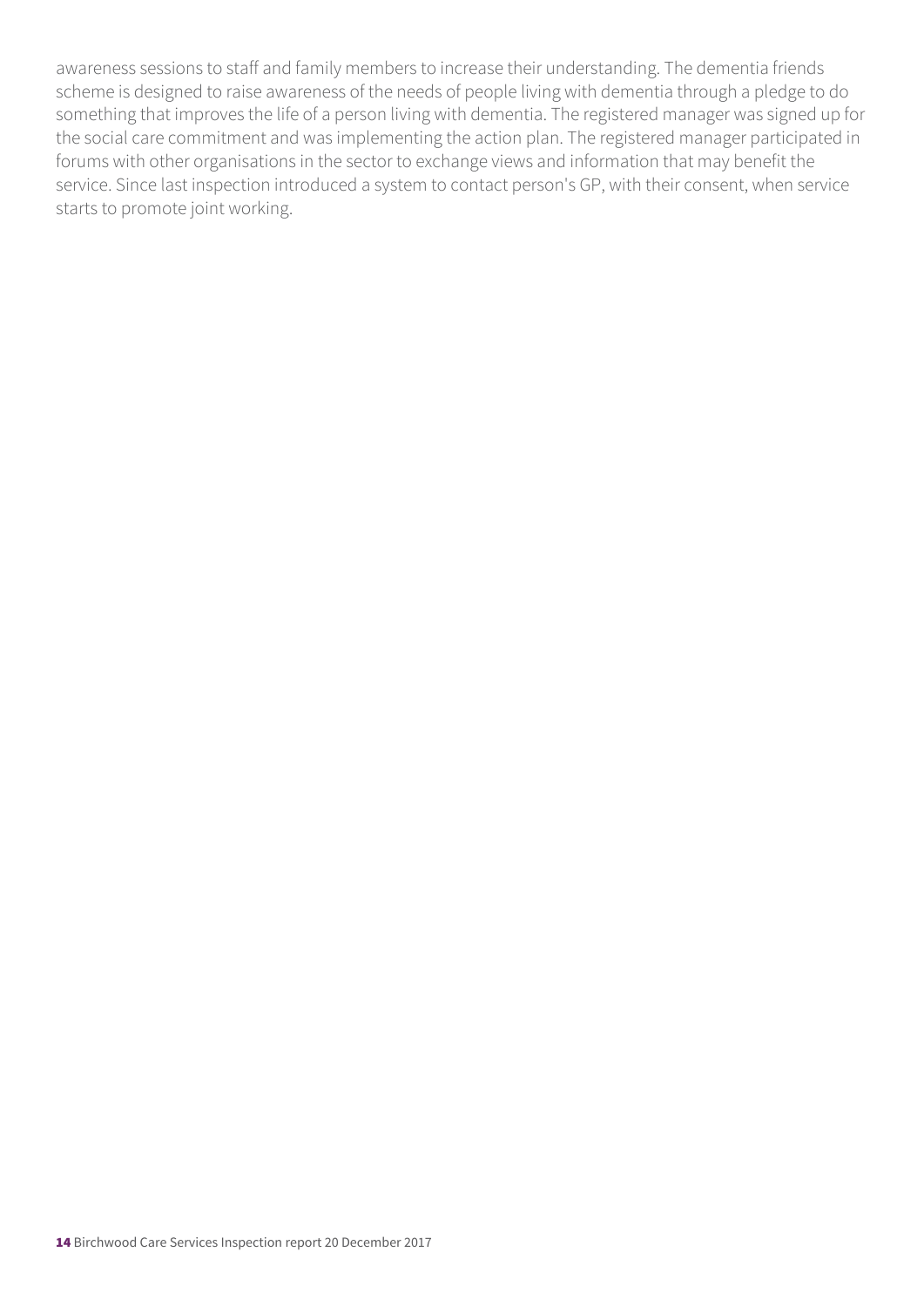awareness sessions to staff and family members to increase their understanding. The dementia friends scheme is designed to raise awareness of the needs of people living with dementia through a pledge to do something that improves the life of a person living with dementia. The registered manager was signed up for the social care commitment and was implementing the action plan. The registered manager participated in forums with other organisations in the sector to exchange views and information that may benefit the service. Since last inspection introduced a system to contact person's GP, with their consent, when service starts to promote joint working.